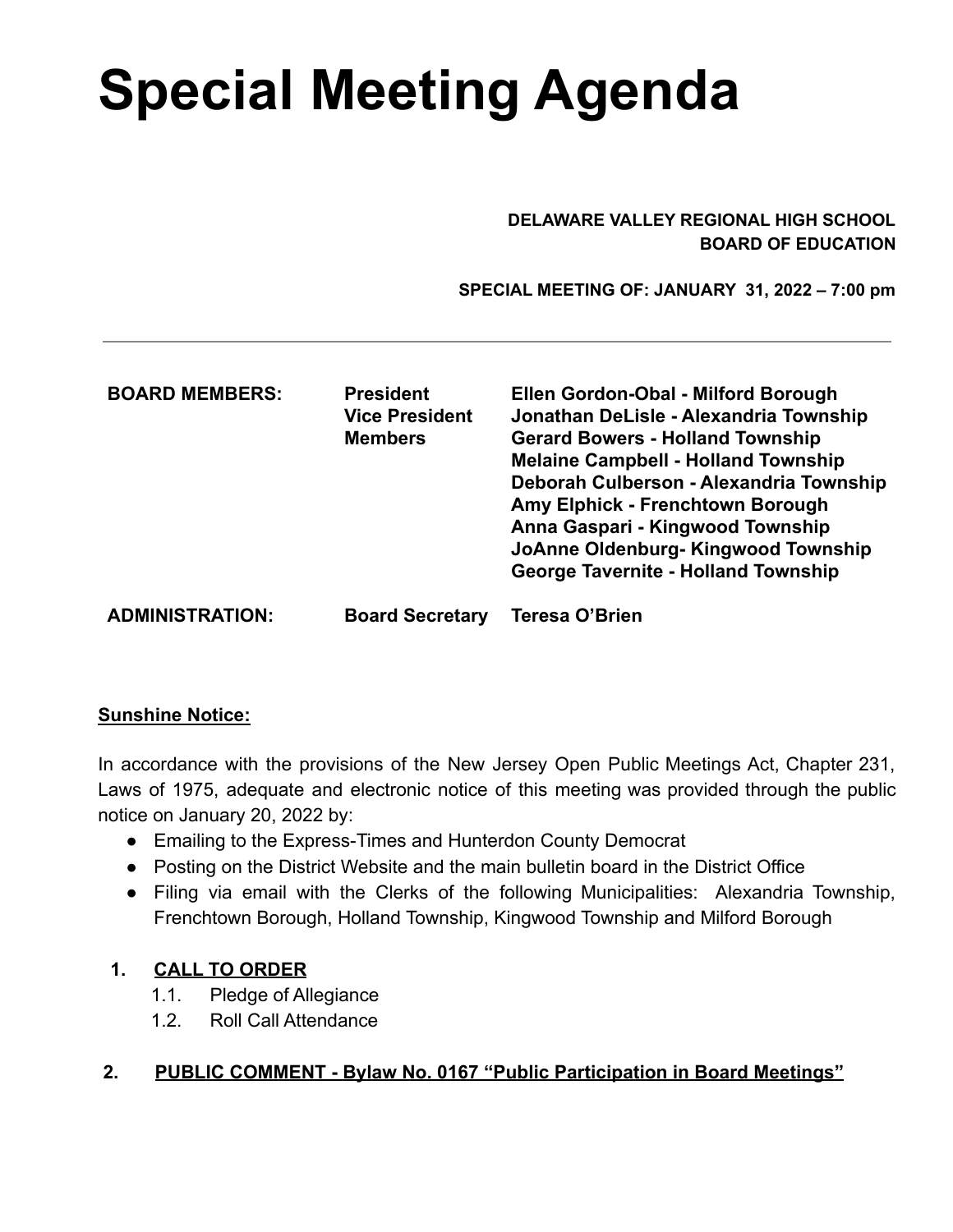# Special Meeting Agenda

**DELAWARE VALLEY REGIONAL HIGH SCHOOL**
**BOARD OF EDUCATION**

**SPECIAL MEETING OF: JANUARY 31, 2022 – 7:00 pm**

---

| | | |
|---|---|---|
| **BOARD MEMBERS:** | **President** | **Ellen Gordon-Obal - Milford Borough** |
| | **Vice President** | **Jonathan DeLisle - Alexandria Township** |
| | **Members** | **Gerard Bowers - Holland Township** |
| | | **Melaine Campbell - Holland Township** |
| | | **Deborah Culberson - Alexandria Township** |
| | | **Amy Elphick - Frenchtown Borough** |
| | | **Anna Gaspari - Kingwood Township** |
| | | **JoAnne Oldenburg- Kingwood Township** |
| | | **George Tavernite - Holland Township** |
| **ADMINISTRATION:** | **Board Secretary** | **Teresa O'Brien** |

**Sunshine Notice:**

In accordance with the provisions of the New Jersey Open Public Meetings Act, Chapter 231, Laws of 1975, adequate and electronic notice of this meeting was provided through the public notice on January 20, 2022 by:

- Emailing to the Express-Times and Hunterdon County Democrat
- Posting on the District Website and the main bulletin board in the District Office
- Filing via email with the Clerks of the following Municipalities: Alexandria Township, Frenchtown Borough, Holland Township, Kingwood Township and Milford Borough

1. **CALL TO ORDER**
   1.1. Pledge of Allegiance
   1.2. Roll Call Attendance

2. **PUBLIC COMMENT - Bylaw No. 0167 "Public Participation in Board Meetings"**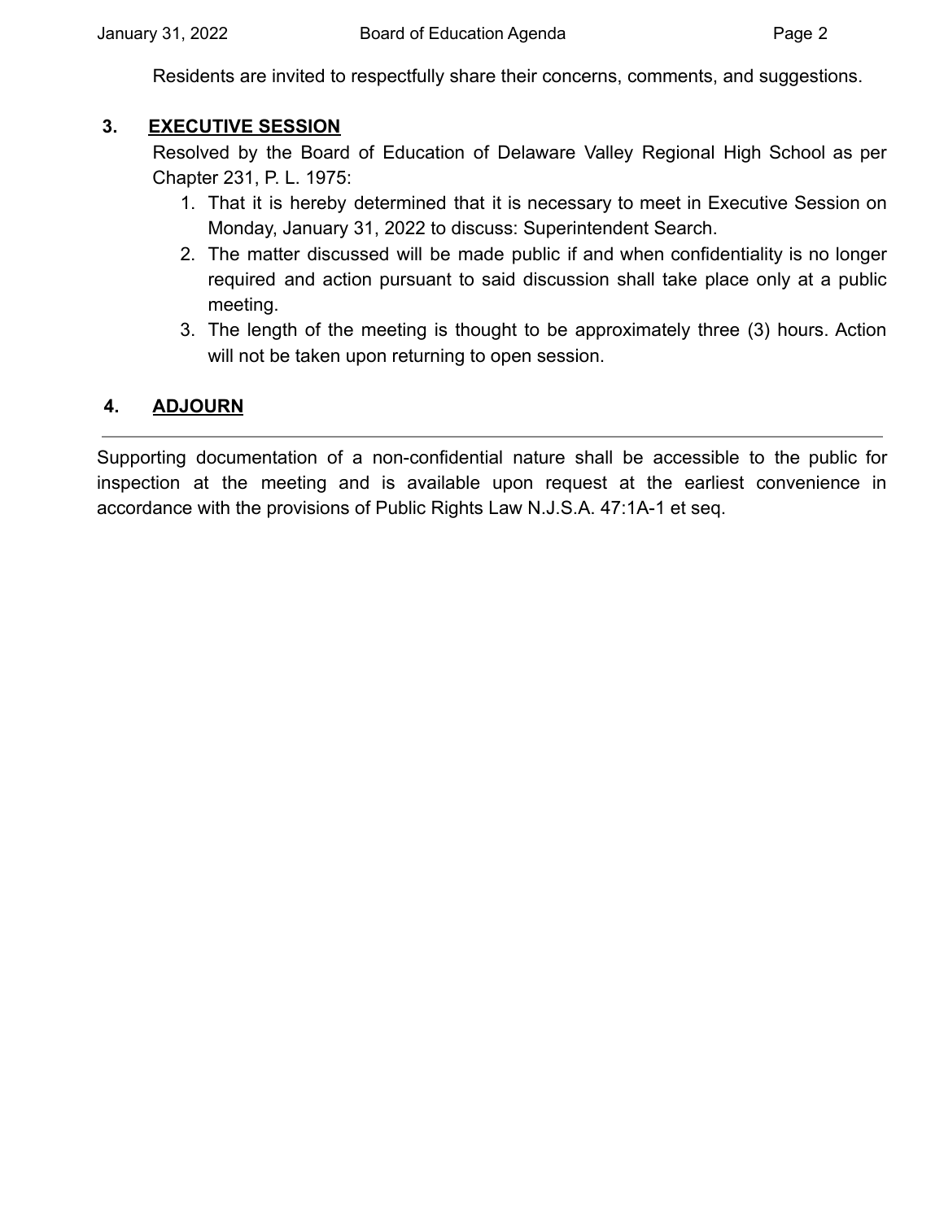Residents are invited to respectfully share their concerns, comments, and suggestions.

## 3. EXECUTIVE SESSION

Resolved by the Board of Education of Delaware Valley Regional High School as per Chapter 231, P. L. 1975:

1. That it is hereby determined that it is necessary to meet in Executive Session on Monday, January 31, 2022 to discuss: Superintendent Search.
2. The matter discussed will be made public if and when confidentiality is no longer required and action pursuant to said discussion shall take place only at a public meeting.
3. The length of the meeting is thought to be approximately three (3) hours. Action will not be taken upon returning to open session.

## 4. ADJOURN

---

Supporting documentation of a non-confidential nature shall be accessible to the public for inspection at the meeting and is available upon request at the earliest convenience in accordance with the provisions of Public Rights Law N.J.S.A. 47:1A-1 et seq.